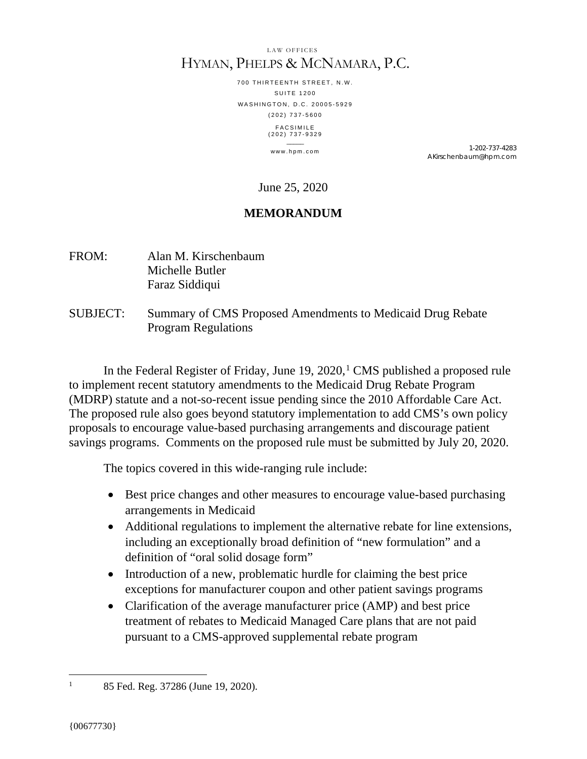LAW OFFICES

HYMAN, PHELPS & MCNAMARA, P.C.

700 THIRTEENTH STREET, N.W.
SUITE 1200
WASHINGTON, D.C. 20005-5929
(202) 737-5600

FACSIMILE
(202) 737-9329

www.hpm.com

1-202-737-4283
AKirschenbaum@hpm.com

June 25, 2020

**MEMORANDUM**

FROM: Alan M. Kirschenbaum
Michelle Butler
Faraz Siddiqui

SUBJECT: Summary of CMS Proposed Amendments to Medicaid Drug Rebate Program Regulations

In the Federal Register of Friday, June 19, 2020,[1] CMS published a proposed rule to implement recent statutory amendments to the Medicaid Drug Rebate Program (MDRP) statute and a not-so-recent issue pending since the 2010 Affordable Care Act. The proposed rule also goes beyond statutory implementation to add CMS's own policy proposals to encourage value-based purchasing arrangements and discourage patient savings programs. Comments on the proposed rule must be submitted by July 20, 2020.

The topics covered in this wide-ranging rule include:

- Best price changes and other measures to encourage value-based purchasing arrangements in Medicaid
- Additional regulations to implement the alternative rebate for line extensions, including an exceptionally broad definition of "new formulation" and a definition of "oral solid dosage form"
- Introduction of a new, problematic hurdle for claiming the best price exceptions for manufacturer coupon and other patient savings programs
- Clarification of the average manufacturer price (AMP) and best price treatment of rebates to Medicaid Managed Care plans that are not paid pursuant to a CMS-approved supplemental rebate program

[1] 85 Fed. Reg. 37286 (June 19, 2020).

{00677730}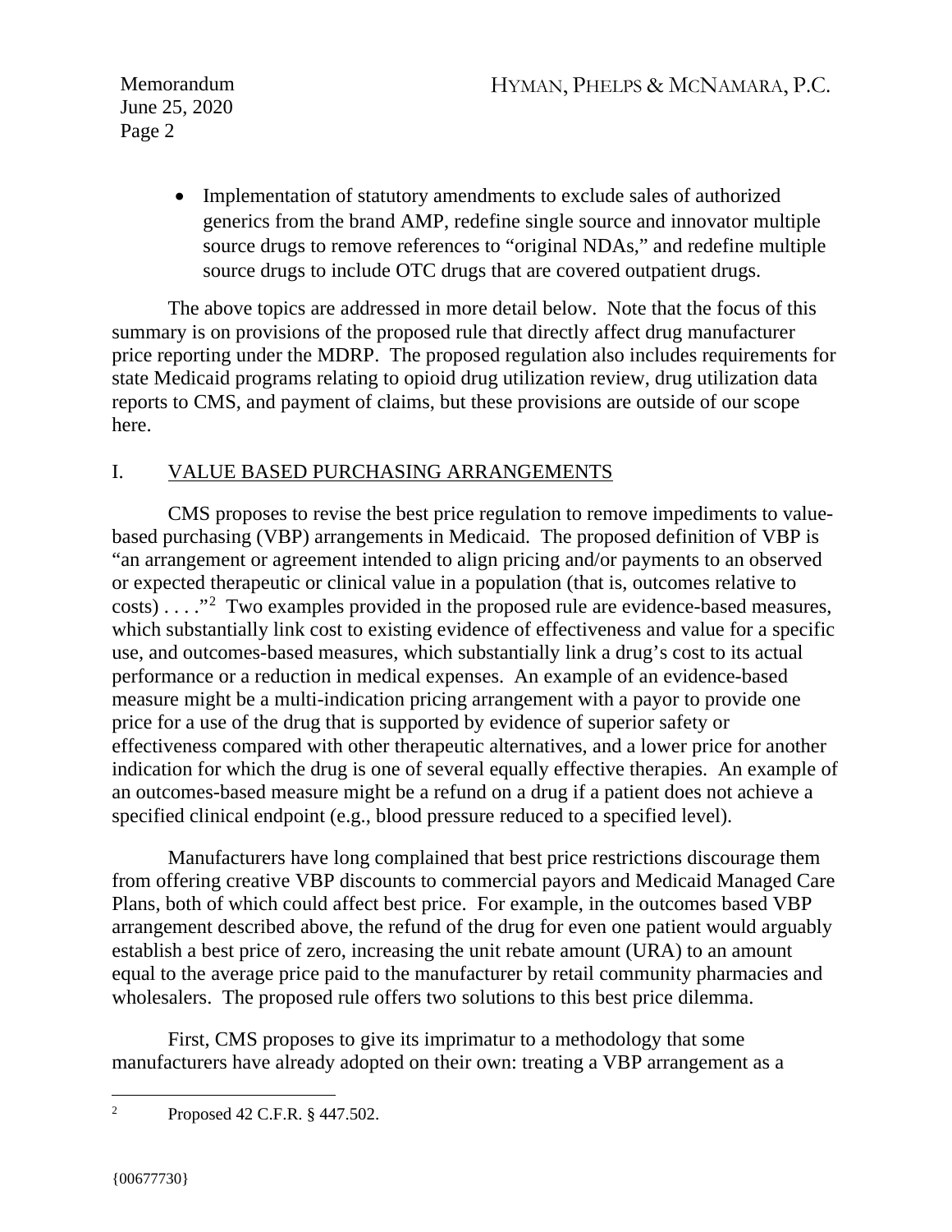- Implementation of statutory amendments to exclude sales of authorized generics from the brand AMP, redefine single source and innovator multiple source drugs to remove references to "original NDAs," and redefine multiple source drugs to include OTC drugs that are covered outpatient drugs.

The above topics are addressed in more detail below. Note that the focus of this summary is on provisions of the proposed rule that directly affect drug manufacturer price reporting under the MDRP. The proposed regulation also includes requirements for state Medicaid programs relating to opioid drug utilization review, drug utilization data reports to CMS, and payment of claims, but these provisions are outside of our scope here.

## I. VALUE BASED PURCHASING ARRANGEMENTS

CMS proposes to revise the best price regulation to remove impediments to value-based purchasing (VBP) arrangements in Medicaid. The proposed definition of VBP is "an arrangement or agreement intended to align pricing and/or payments to an observed or expected therapeutic or clinical value in a population (that is, outcomes relative to costs) . . . ."[2] Two examples provided in the proposed rule are evidence-based measures, which substantially link cost to existing evidence of effectiveness and value for a specific use, and outcomes-based measures, which substantially link a drug's cost to its actual performance or a reduction in medical expenses. An example of an evidence-based measure might be a multi-indication pricing arrangement with a payor to provide one price for a use of the drug that is supported by evidence of superior safety or effectiveness compared with other therapeutic alternatives, and a lower price for another indication for which the drug is one of several equally effective therapies. An example of an outcomes-based measure might be a refund on a drug if a patient does not achieve a specified clinical endpoint (e.g., blood pressure reduced to a specified level).

Manufacturers have long complained that best price restrictions discourage them from offering creative VBP discounts to commercial payors and Medicaid Managed Care Plans, both of which could affect best price. For example, in the outcomes based VBP arrangement described above, the refund of the drug for even one patient would arguably establish a best price of zero, increasing the unit rebate amount (URA) to an amount equal to the average price paid to the manufacturer by retail community pharmacies and wholesalers. The proposed rule offers two solutions to this best price dilemma.

First, CMS proposes to give its imprimatur to a methodology that some manufacturers have already adopted on their own: treating a VBP arrangement as a

---

[2] Proposed 42 C.F.R. § 447.502.

{00677730}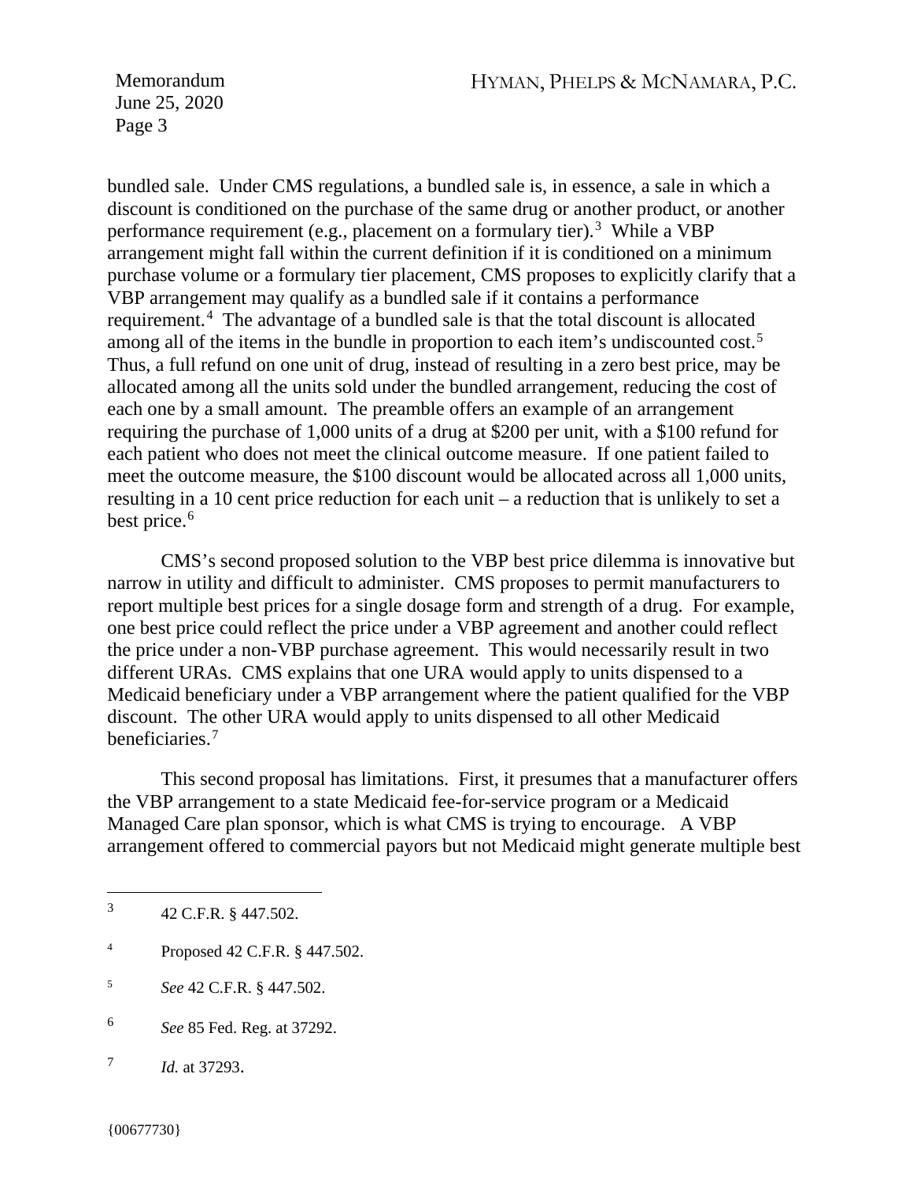bundled sale. Under CMS regulations, a bundled sale is, in essence, a sale in which a discount is conditioned on the purchase of the same drug or another product, or another performance requirement (e.g., placement on a formulary tier).[3] While a VBP arrangement might fall within the current definition if it is conditioned on a minimum purchase volume or a formulary tier placement, CMS proposes to explicitly clarify that a VBP arrangement may qualify as a bundled sale if it contains a performance requirement.[4] The advantage of a bundled sale is that the total discount is allocated among all of the items in the bundle in proportion to each item's undiscounted cost.[5] Thus, a full refund on one unit of drug, instead of resulting in a zero best price, may be allocated among all the units sold under the bundled arrangement, reducing the cost of each one by a small amount. The preamble offers an example of an arrangement requiring the purchase of 1,000 units of a drug at $200 per unit, with a $100 refund for each patient who does not meet the clinical outcome measure. If one patient failed to meet the outcome measure, the $100 discount would be allocated across all 1,000 units, resulting in a 10 cent price reduction for each unit – a reduction that is unlikely to set a best price.[6]

CMS's second proposed solution to the VBP best price dilemma is innovative but narrow in utility and difficult to administer. CMS proposes to permit manufacturers to report multiple best prices for a single dosage form and strength of a drug. For example, one best price could reflect the price under a VBP agreement and another could reflect the price under a non-VBP purchase agreement. This would necessarily result in two different URAs. CMS explains that one URA would apply to units dispensed to a Medicaid beneficiary under a VBP arrangement where the patient qualified for the VBP discount. The other URA would apply to units dispensed to all other Medicaid beneficiaries.[7]

This second proposal has limitations. First, it presumes that a manufacturer offers the VBP arrangement to a state Medicaid fee-for-service program or a Medicaid Managed Care plan sponsor, which is what CMS is trying to encourage. A VBP arrangement offered to commercial payors but not Medicaid might generate multiple best

---

[3] 42 C.F.R. § 447.502.

[4] Proposed 42 C.F.R. § 447.502.

[5] *See* 42 C.F.R. § 447.502.

[6] *See* 85 Fed. Reg. at 37292.

[7] *Id.* at 37293.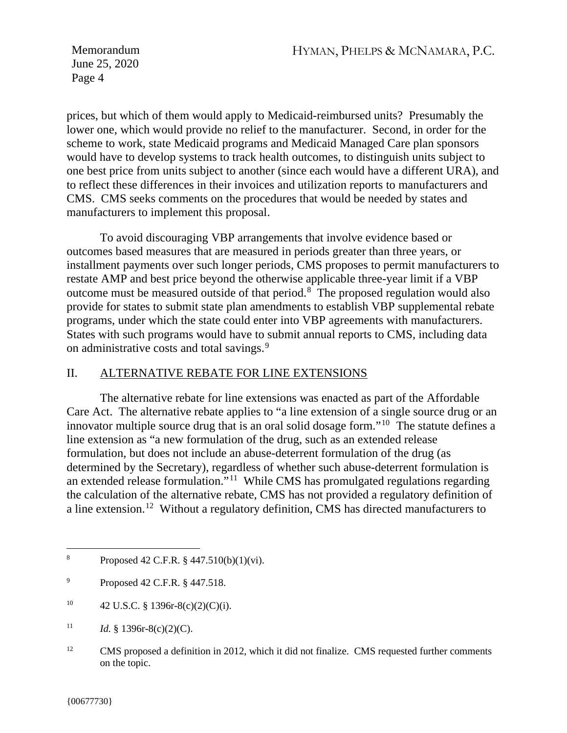prices, but which of them would apply to Medicaid-reimbursed units? Presumably the lower one, which would provide no relief to the manufacturer. Second, in order for the scheme to work, state Medicaid programs and Medicaid Managed Care plan sponsors would have to develop systems to track health outcomes, to distinguish units subject to one best price from units subject to another (since each would have a different URA), and to reflect these differences in their invoices and utilization reports to manufacturers and CMS. CMS seeks comments on the procedures that would be needed by states and manufacturers to implement this proposal.

To avoid discouraging VBP arrangements that involve evidence based or outcomes based measures that are measured in periods greater than three years, or installment payments over such longer periods, CMS proposes to permit manufacturers to restate AMP and best price beyond the otherwise applicable three-year limit if a VBP outcome must be measured outside of that period.[8] The proposed regulation would also provide for states to submit state plan amendments to establish VBP supplemental rebate programs, under which the state could enter into VBP agreements with manufacturers. States with such programs would have to submit annual reports to CMS, including data on administrative costs and total savings.[9]

## II. ALTERNATIVE REBATE FOR LINE EXTENSIONS

The alternative rebate for line extensions was enacted as part of the Affordable Care Act. The alternative rebate applies to "a line extension of a single source drug or an innovator multiple source drug that is an oral solid dosage form."[10] The statute defines a line extension as "a new formulation of the drug, such as an extended release formulation, but does not include an abuse-deterrent formulation of the drug (as determined by the Secretary), regardless of whether such abuse-deterrent formulation is an extended release formulation."[11] While CMS has promulgated regulations regarding the calculation of the alternative rebate, CMS has not provided a regulatory definition of a line extension.[12] Without a regulatory definition, CMS has directed manufacturers to

---

[8] Proposed 42 C.F.R. § 447.510(b)(1)(vi).

[9] Proposed 42 C.F.R. § 447.518.

[10] 42 U.S.C. § 1396r-8(c)(2)(C)(i).

[11] *Id.* § 1396r-8(c)(2)(C).

[12] CMS proposed a definition in 2012, which it did not finalize. CMS requested further comments on the topic.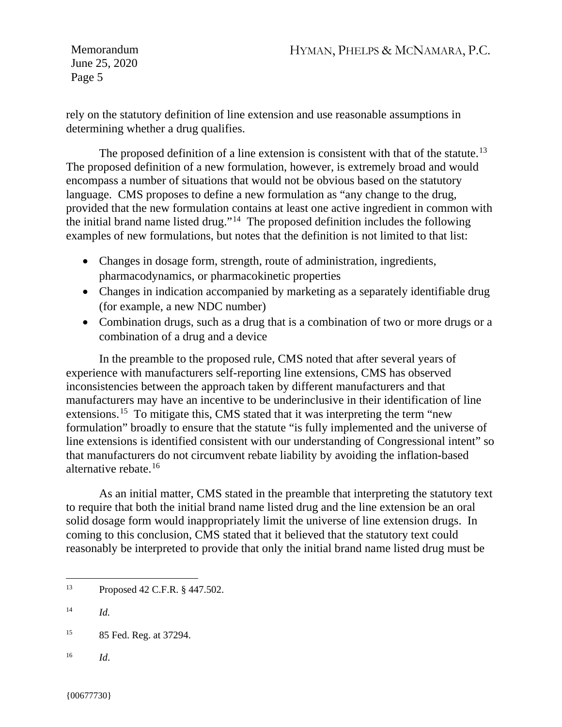rely on the statutory definition of line extension and use reasonable assumptions in determining whether a drug qualifies.

The proposed definition of a line extension is consistent with that of the statute.[13] The proposed definition of a new formulation, however, is extremely broad and would encompass a number of situations that would not be obvious based on the statutory language. CMS proposes to define a new formulation as "any change to the drug, provided that the new formulation contains at least one active ingredient in common with the initial brand name listed drug."[14] The proposed definition includes the following examples of new formulations, but notes that the definition is not limited to that list:

- Changes in dosage form, strength, route of administration, ingredients, pharmacodynamics, or pharmacokinetic properties
- Changes in indication accompanied by marketing as a separately identifiable drug (for example, a new NDC number)
- Combination drugs, such as a drug that is a combination of two or more drugs or a combination of a drug and a device

In the preamble to the proposed rule, CMS noted that after several years of experience with manufacturers self-reporting line extensions, CMS has observed inconsistencies between the approach taken by different manufacturers and that manufacturers may have an incentive to be underinclusive in their identification of line extensions.[15] To mitigate this, CMS stated that it was interpreting the term "new formulation" broadly to ensure that the statute "is fully implemented and the universe of line extensions is identified consistent with our understanding of Congressional intent" so that manufacturers do not circumvent rebate liability by avoiding the inflation-based alternative rebate.[16]

As an initial matter, CMS stated in the preamble that interpreting the statutory text to require that both the initial brand name listed drug and the line extension be an oral solid dosage form would inappropriately limit the universe of line extension drugs. In coming to this conclusion, CMS stated that it believed that the statutory text could reasonably be interpreted to provide that only the initial brand name listed drug must be

---

[13] Proposed 42 C.F.R. § 447.502.

[14] *Id.*

[15] 85 Fed. Reg. at 37294.

[16] *Id*.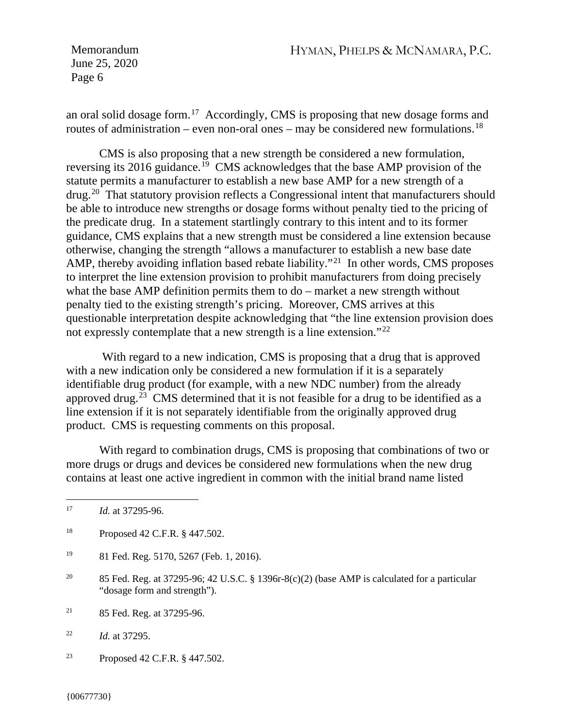an oral solid dosage form.[17] Accordingly, CMS is proposing that new dosage forms and routes of administration – even non-oral ones – may be considered new formulations.[18]

CMS is also proposing that a new strength be considered a new formulation, reversing its 2016 guidance.[19] CMS acknowledges that the base AMP provision of the statute permits a manufacturer to establish a new base AMP for a new strength of a drug.[20] That statutory provision reflects a Congressional intent that manufacturers should be able to introduce new strengths or dosage forms without penalty tied to the pricing of the predicate drug. In a statement startlingly contrary to this intent and to its former guidance, CMS explains that a new strength must be considered a line extension because otherwise, changing the strength "allows a manufacturer to establish a new base date AMP, thereby avoiding inflation based rebate liability."[21] In other words, CMS proposes to interpret the line extension provision to prohibit manufacturers from doing precisely what the base AMP definition permits them to do – market a new strength without penalty tied to the existing strength's pricing. Moreover, CMS arrives at this questionable interpretation despite acknowledging that "the line extension provision does not expressly contemplate that a new strength is a line extension."[22]

With regard to a new indication, CMS is proposing that a drug that is approved with a new indication only be considered a new formulation if it is a separately identifiable drug product (for example, with a new NDC number) from the already approved drug.[23] CMS determined that it is not feasible for a drug to be identified as a line extension if it is not separately identifiable from the originally approved drug product. CMS is requesting comments on this proposal.

With regard to combination drugs, CMS is proposing that combinations of two or more drugs or drugs and devices be considered new formulations when the new drug contains at least one active ingredient in common with the initial brand name listed

---

[17] *Id.* at 37295-96.

[18] Proposed 42 C.F.R. § 447.502.

[19] 81 Fed. Reg. 5170, 5267 (Feb. 1, 2016).

[20] 85 Fed. Reg. at 37295-96; 42 U.S.C. § 1396r-8(c)(2) (base AMP is calculated for a particular "dosage form and strength").

[21] 85 Fed. Reg. at 37295-96.

[22] *Id.* at 37295.

[23] Proposed 42 C.F.R. § 447.502.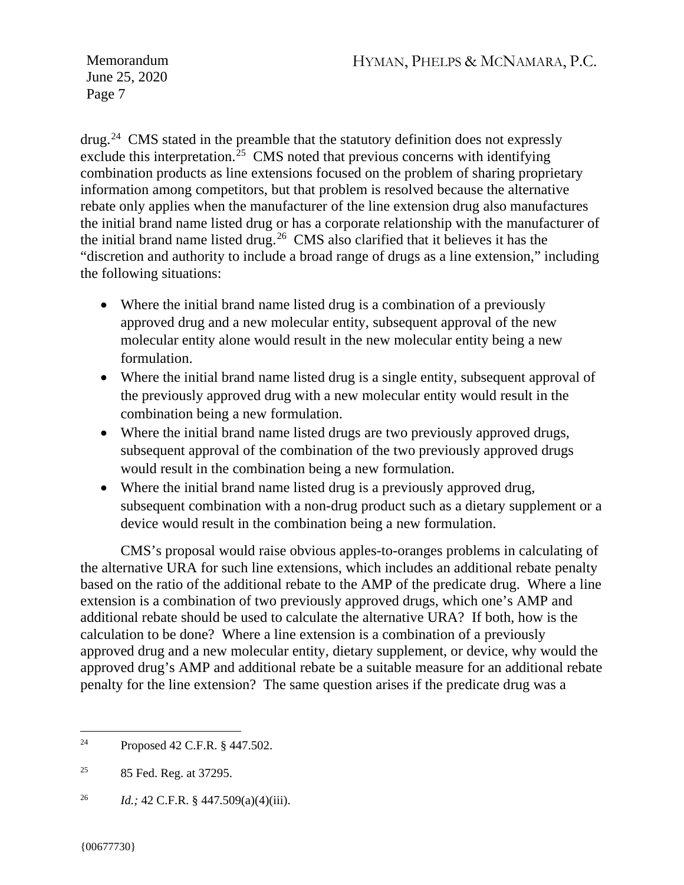drug.[24] CMS stated in the preamble that the statutory definition does not expressly exclude this interpretation.[25] CMS noted that previous concerns with identifying combination products as line extensions focused on the problem of sharing proprietary information among competitors, but that problem is resolved because the alternative rebate only applies when the manufacturer of the line extension drug also manufactures the initial brand name listed drug or has a corporate relationship with the manufacturer of the initial brand name listed drug.[26] CMS also clarified that it believes it has the "discretion and authority to include a broad range of drugs as a line extension," including the following situations:

- Where the initial brand name listed drug is a combination of a previously approved drug and a new molecular entity, subsequent approval of the new molecular entity alone would result in the new molecular entity being a new formulation.
- Where the initial brand name listed drug is a single entity, subsequent approval of the previously approved drug with a new molecular entity would result in the combination being a new formulation.
- Where the initial brand name listed drugs are two previously approved drugs, subsequent approval of the combination of the two previously approved drugs would result in the combination being a new formulation.
- Where the initial brand name listed drug is a previously approved drug, subsequent combination with a non-drug product such as a dietary supplement or a device would result in the combination being a new formulation.

CMS's proposal would raise obvious apples-to-oranges problems in calculating of the alternative URA for such line extensions, which includes an additional rebate penalty based on the ratio of the additional rebate to the AMP of the predicate drug. Where a line extension is a combination of two previously approved drugs, which one's AMP and additional rebate should be used to calculate the alternative URA? If both, how is the calculation to be done? Where a line extension is a combination of a previously approved drug and a new molecular entity, dietary supplement, or device, why would the approved drug's AMP and additional rebate be a suitable measure for an additional rebate penalty for the line extension? The same question arises if the predicate drug was a

---

[24] Proposed 42 C.F.R. § 447.502.

[25] 85 Fed. Reg. at 37295.

[26] *Id.;* 42 C.F.R. § 447.509(a)(4)(iii).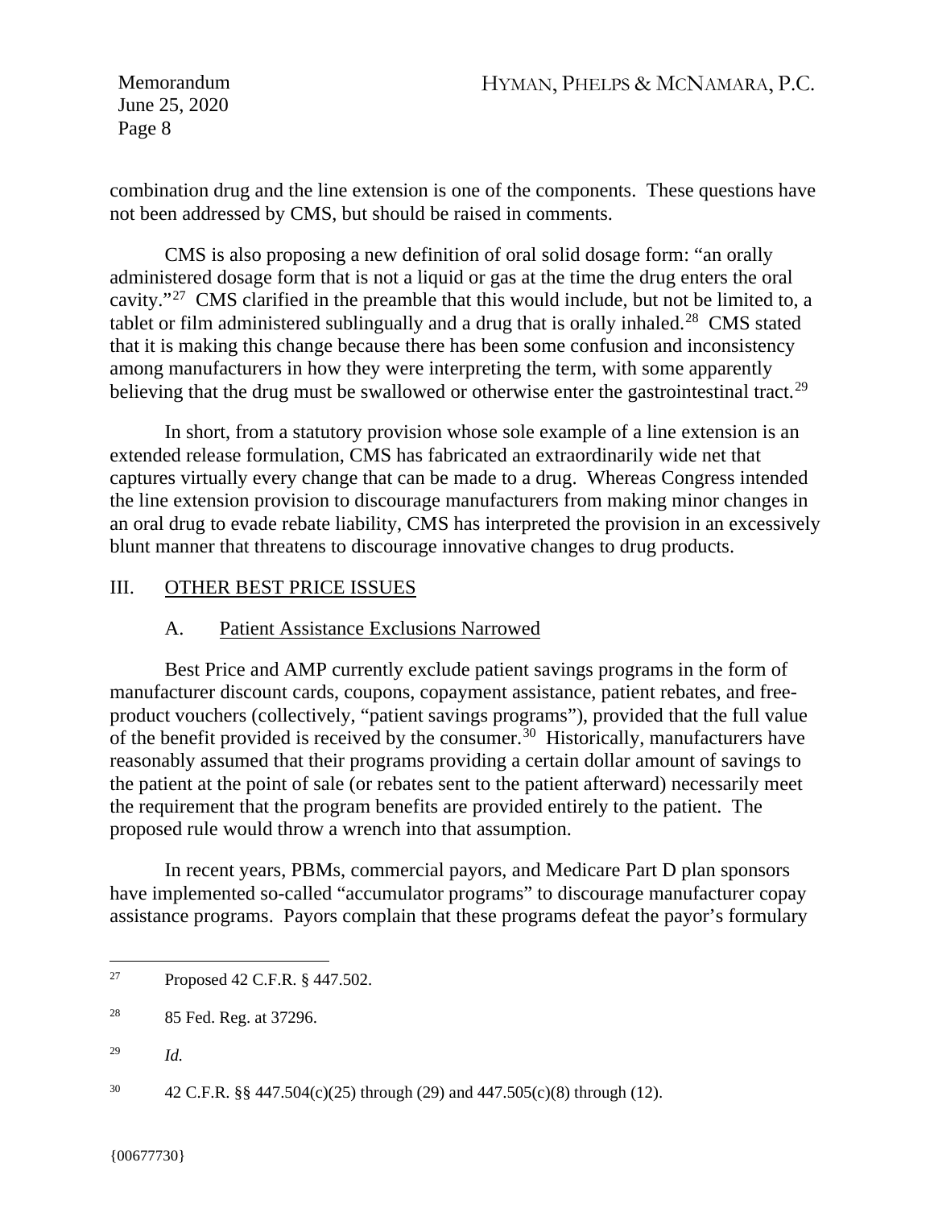combination drug and the line extension is one of the components. These questions have not been addressed by CMS, but should be raised in comments.

CMS is also proposing a new definition of oral solid dosage form: "an orally administered dosage form that is not a liquid or gas at the time the drug enters the oral cavity."[27] CMS clarified in the preamble that this would include, but not be limited to, a tablet or film administered sublingually and a drug that is orally inhaled.[28] CMS stated that it is making this change because there has been some confusion and inconsistency among manufacturers in how they were interpreting the term, with some apparently believing that the drug must be swallowed or otherwise enter the gastrointestinal tract.[29]

In short, from a statutory provision whose sole example of a line extension is an extended release formulation, CMS has fabricated an extraordinarily wide net that captures virtually every change that can be made to a drug. Whereas Congress intended the line extension provision to discourage manufacturers from making minor changes in an oral drug to evade rebate liability, CMS has interpreted the provision in an excessively blunt manner that threatens to discourage innovative changes to drug products.

## III. OTHER BEST PRICE ISSUES

### A. Patient Assistance Exclusions Narrowed

Best Price and AMP currently exclude patient savings programs in the form of manufacturer discount cards, coupons, copayment assistance, patient rebates, and free-product vouchers (collectively, "patient savings programs"), provided that the full value of the benefit provided is received by the consumer.[30] Historically, manufacturers have reasonably assumed that their programs providing a certain dollar amount of savings to the patient at the point of sale (or rebates sent to the patient afterward) necessarily meet the requirement that the program benefits are provided entirely to the patient. The proposed rule would throw a wrench into that assumption.

In recent years, PBMs, commercial payors, and Medicare Part D plan sponsors have implemented so-called "accumulator programs" to discourage manufacturer copay assistance programs. Payors complain that these programs defeat the payor's formulary

---

[27] Proposed 42 C.F.R. § 447.502.

[28] 85 Fed. Reg. at 37296.

[29] *Id.*

[30] 42 C.F.R. §§ 447.504(c)(25) through (29) and 447.505(c)(8) through (12).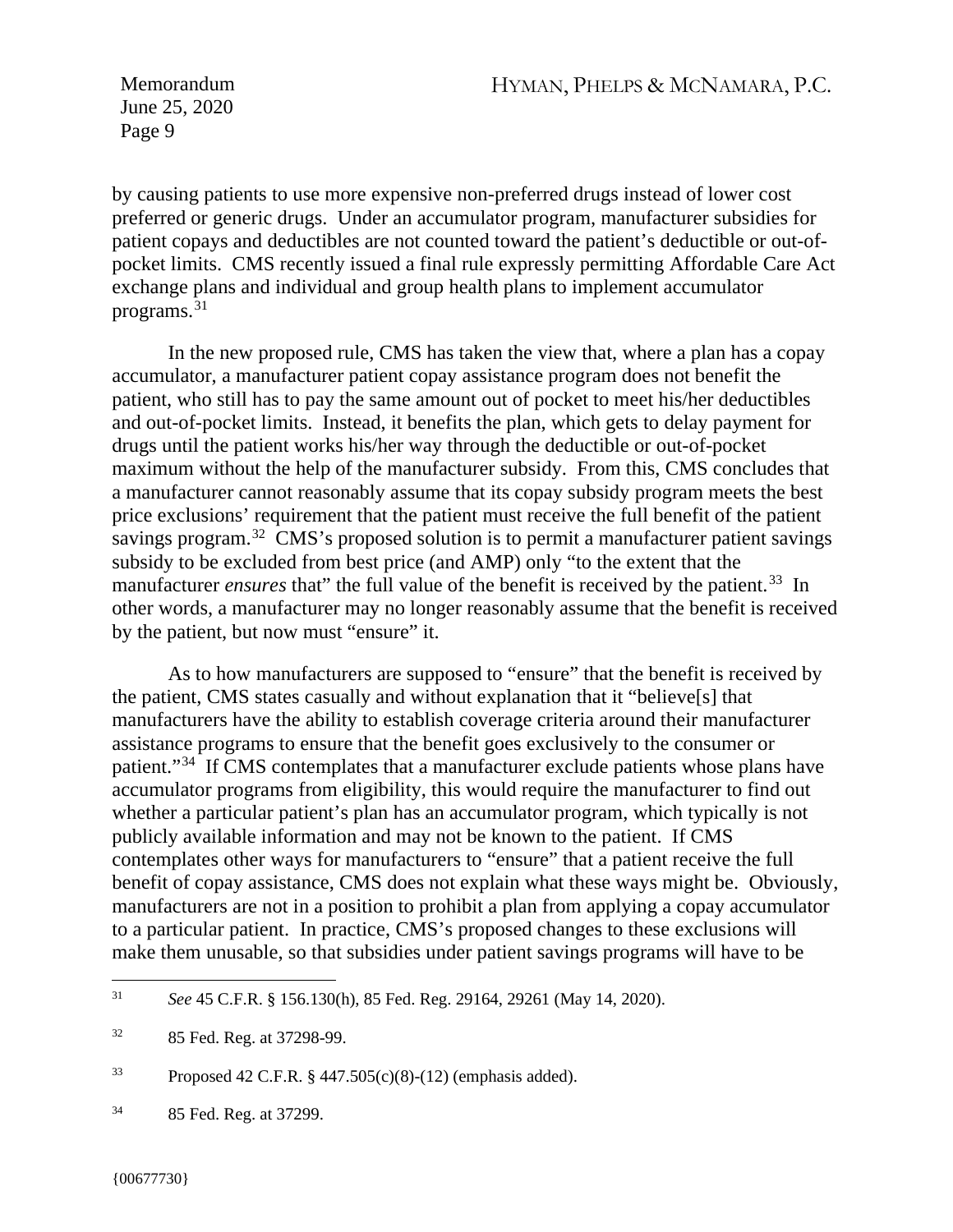by causing patients to use more expensive non-preferred drugs instead of lower cost preferred or generic drugs. Under an accumulator program, manufacturer subsidies for patient copays and deductibles are not counted toward the patient's deductible or out-of-pocket limits. CMS recently issued a final rule expressly permitting Affordable Care Act exchange plans and individual and group health plans to implement accumulator programs.[31]

In the new proposed rule, CMS has taken the view that, where a plan has a copay accumulator, a manufacturer patient copay assistance program does not benefit the patient, who still has to pay the same amount out of pocket to meet his/her deductibles and out-of-pocket limits. Instead, it benefits the plan, which gets to delay payment for drugs until the patient works his/her way through the deductible or out-of-pocket maximum without the help of the manufacturer subsidy. From this, CMS concludes that a manufacturer cannot reasonably assume that its copay subsidy program meets the best price exclusions' requirement that the patient must receive the full benefit of the patient savings program.[32] CMS's proposed solution is to permit a manufacturer patient savings subsidy to be excluded from best price (and AMP) only "to the extent that the manufacturer *ensures* that" the full value of the benefit is received by the patient.[33] In other words, a manufacturer may no longer reasonably assume that the benefit is received by the patient, but now must "ensure" it.

As to how manufacturers are supposed to "ensure" that the benefit is received by the patient, CMS states casually and without explanation that it "believe[s] that manufacturers have the ability to establish coverage criteria around their manufacturer assistance programs to ensure that the benefit goes exclusively to the consumer or patient."[34] If CMS contemplates that a manufacturer exclude patients whose plans have accumulator programs from eligibility, this would require the manufacturer to find out whether a particular patient's plan has an accumulator program, which typically is not publicly available information and may not be known to the patient. If CMS contemplates other ways for manufacturers to "ensure" that a patient receive the full benefit of copay assistance, CMS does not explain what these ways might be. Obviously, manufacturers are not in a position to prohibit a plan from applying a copay accumulator to a particular patient. In practice, CMS's proposed changes to these exclusions will make them unusable, so that subsidies under patient savings programs will have to be

---

[31] *See* 45 C.F.R. § 156.130(h), 85 Fed. Reg. 29164, 29261 (May 14, 2020).

[32] 85 Fed. Reg. at 37298-99.

[33] Proposed 42 C.F.R. § 447.505(c)(8)-(12) (emphasis added).

[34] 85 Fed. Reg. at 37299.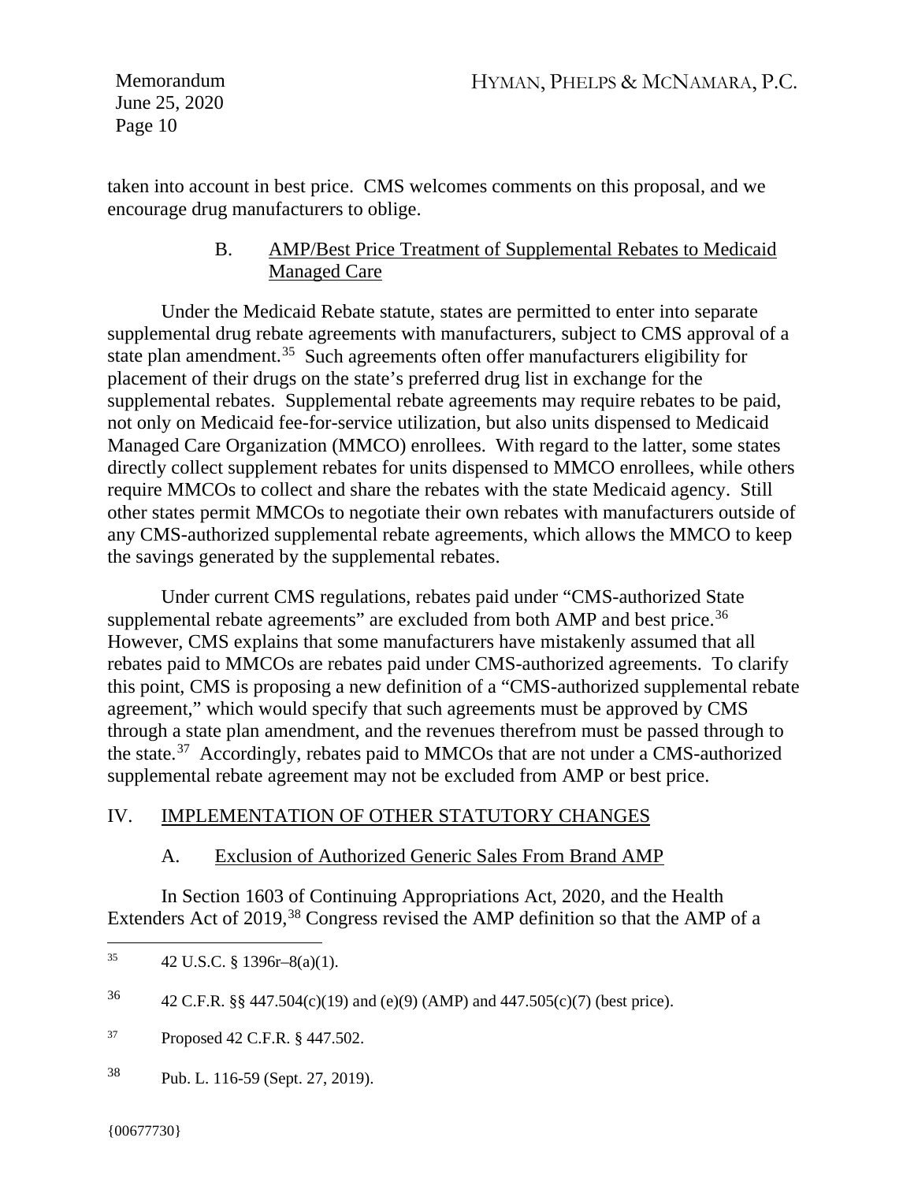taken into account in best price. CMS welcomes comments on this proposal, and we encourage drug manufacturers to oblige.

### B. AMP/Best Price Treatment of Supplemental Rebates to Medicaid Managed Care

Under the Medicaid Rebate statute, states are permitted to enter into separate supplemental drug rebate agreements with manufacturers, subject to CMS approval of a state plan amendment.[35] Such agreements often offer manufacturers eligibility for placement of their drugs on the state's preferred drug list in exchange for the supplemental rebates. Supplemental rebate agreements may require rebates to be paid, not only on Medicaid fee-for-service utilization, but also units dispensed to Medicaid Managed Care Organization (MMCO) enrollees. With regard to the latter, some states directly collect supplement rebates for units dispensed to MMCO enrollees, while others require MMCOs to collect and share the rebates with the state Medicaid agency. Still other states permit MMCOs to negotiate their own rebates with manufacturers outside of any CMS-authorized supplemental rebate agreements, which allows the MMCO to keep the savings generated by the supplemental rebates.

Under current CMS regulations, rebates paid under "CMS-authorized State supplemental rebate agreements" are excluded from both AMP and best price.[36] However, CMS explains that some manufacturers have mistakenly assumed that all rebates paid to MMCOs are rebates paid under CMS-authorized agreements. To clarify this point, CMS is proposing a new definition of a "CMS-authorized supplemental rebate agreement," which would specify that such agreements must be approved by CMS through a state plan amendment, and the revenues therefrom must be passed through to the state.[37] Accordingly, rebates paid to MMCOs that are not under a CMS-authorized supplemental rebate agreement may not be excluded from AMP or best price.

## IV. IMPLEMENTATION OF OTHER STATUTORY CHANGES

### A. Exclusion of Authorized Generic Sales From Brand AMP

In Section 1603 of Continuing Appropriations Act, 2020, and the Health Extenders Act of 2019,[38] Congress revised the AMP definition so that the AMP of a

---

[35] 42 U.S.C. § 1396r–8(a)(1).

[36] 42 C.F.R. §§ 447.504(c)(19) and (e)(9) (AMP) and 447.505(c)(7) (best price).

[37] Proposed 42 C.F.R. § 447.502.

[38] Pub. L. 116-59 (Sept. 27, 2019).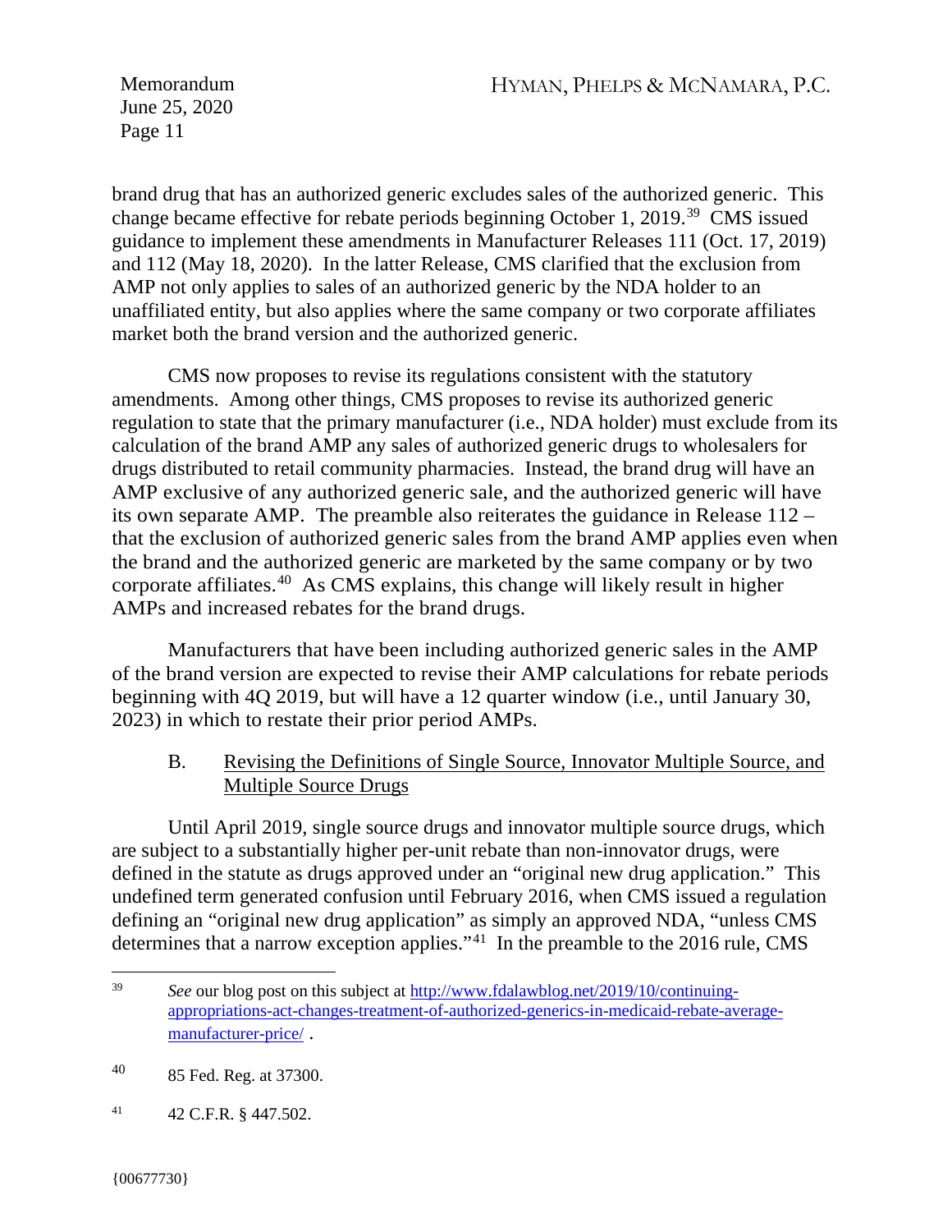brand drug that has an authorized generic excludes sales of the authorized generic. This change became effective for rebate periods beginning October 1, 2019.[39] CMS issued guidance to implement these amendments in Manufacturer Releases 111 (Oct. 17, 2019) and 112 (May 18, 2020). In the latter Release, CMS clarified that the exclusion from AMP not only applies to sales of an authorized generic by the NDA holder to an unaffiliated entity, but also applies where the same company or two corporate affiliates market both the brand version and the authorized generic.

CMS now proposes to revise its regulations consistent with the statutory amendments. Among other things, CMS proposes to revise its authorized generic regulation to state that the primary manufacturer (i.e., NDA holder) must exclude from its calculation of the brand AMP any sales of authorized generic drugs to wholesalers for drugs distributed to retail community pharmacies. Instead, the brand drug will have an AMP exclusive of any authorized generic sale, and the authorized generic will have its own separate AMP. The preamble also reiterates the guidance in Release 112 – that the exclusion of authorized generic sales from the brand AMP applies even when the brand and the authorized generic are marketed by the same company or by two corporate affiliates.[40] As CMS explains, this change will likely result in higher AMPs and increased rebates for the brand drugs.

Manufacturers that have been including authorized generic sales in the AMP of the brand version are expected to revise their AMP calculations for rebate periods beginning with 4Q 2019, but will have a 12 quarter window (i.e., until January 30, 2023) in which to restate their prior period AMPs.

### B. Revising the Definitions of Single Source, Innovator Multiple Source, and Multiple Source Drugs

Until April 2019, single source drugs and innovator multiple source drugs, which are subject to a substantially higher per-unit rebate than non-innovator drugs, were defined in the statute as drugs approved under an "original new drug application." This undefined term generated confusion until February 2016, when CMS issued a regulation defining an "original new drug application" as simply an approved NDA, "unless CMS determines that a narrow exception applies."[41] In the preamble to the 2016 rule, CMS

---

[39] *See* our blog post on this subject at [http://www.fdalawblog.net/2019/10/continuing-appropriations-act-changes-treatment-of-authorized-generics-in-medicaid-rebate-average-manufacturer-price/](http://www.fdalawblog.net/2019/10/continuing-appropriations-act-changes-treatment-of-authorized-generics-in-medicaid-rebate-average-manufacturer-price/) .

[40] 85 Fed. Reg. at 37300.

[41] 42 C.F.R. § 447.502.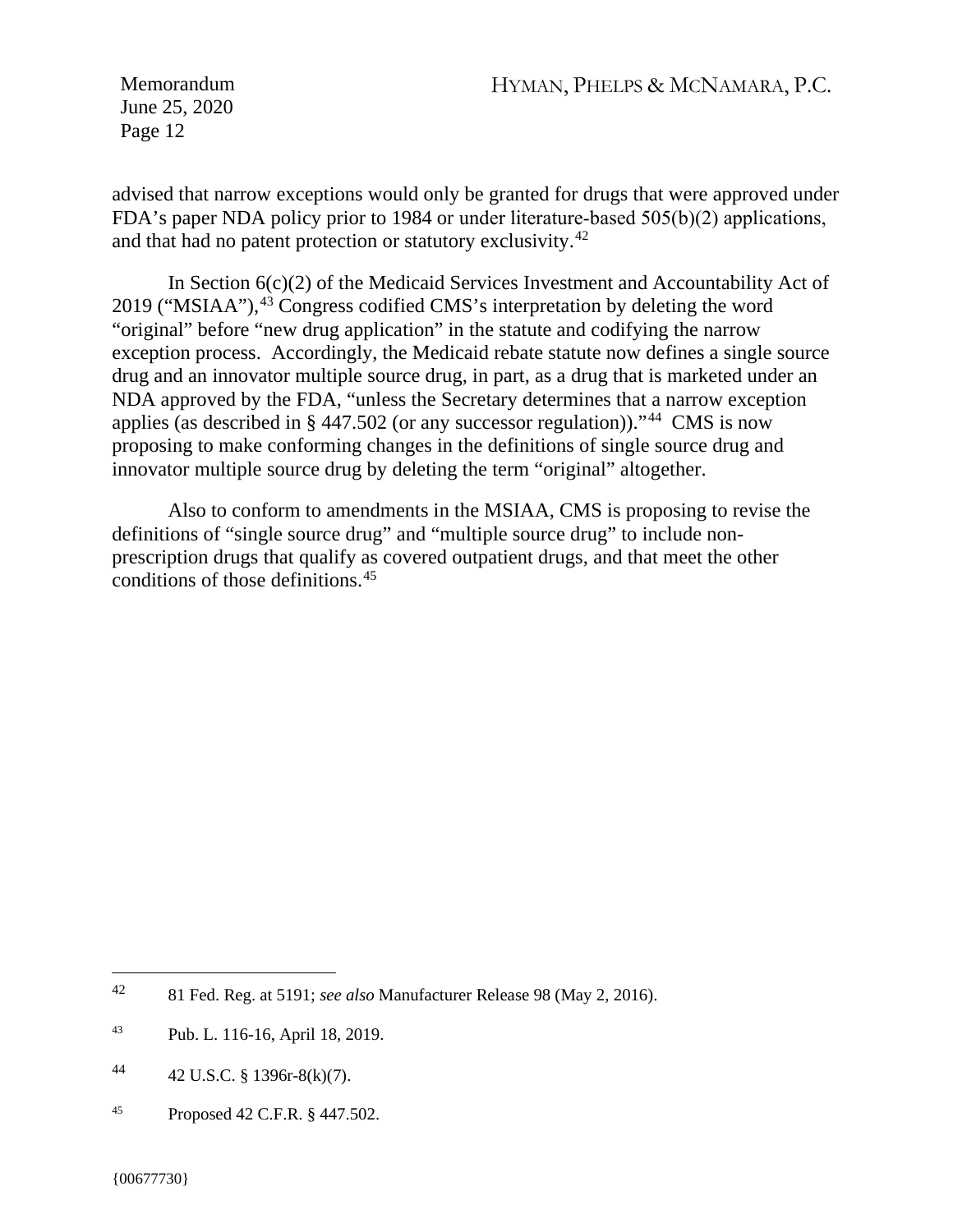advised that narrow exceptions would only be granted for drugs that were approved under FDA's paper NDA policy prior to 1984 or under literature-based 505(b)(2) applications, and that had no patent protection or statutory exclusivity.[42]

In Section 6(c)(2) of the Medicaid Services Investment and Accountability Act of 2019 ("MSIAA"),[43] Congress codified CMS's interpretation by deleting the word "original" before "new drug application" in the statute and codifying the narrow exception process. Accordingly, the Medicaid rebate statute now defines a single source drug and an innovator multiple source drug, in part, as a drug that is marketed under an NDA approved by the FDA, "unless the Secretary determines that a narrow exception applies (as described in § 447.502 (or any successor regulation))."[44] CMS is now proposing to make conforming changes in the definitions of single source drug and innovator multiple source drug by deleting the term "original" altogether.

Also to conform to amendments in the MSIAA, CMS is proposing to revise the definitions of "single source drug" and "multiple source drug" to include non-prescription drugs that qualify as covered outpatient drugs, and that meet the other conditions of those definitions.[45]

---

[42] 81 Fed. Reg. at 5191; *see also* Manufacturer Release 98 (May 2, 2016).

[43] Pub. L. 116-16, April 18, 2019.

[44] 42 U.S.C. § 1396r-8(k)(7).

[45] Proposed 42 C.F.R. § 447.502.

{00677730}